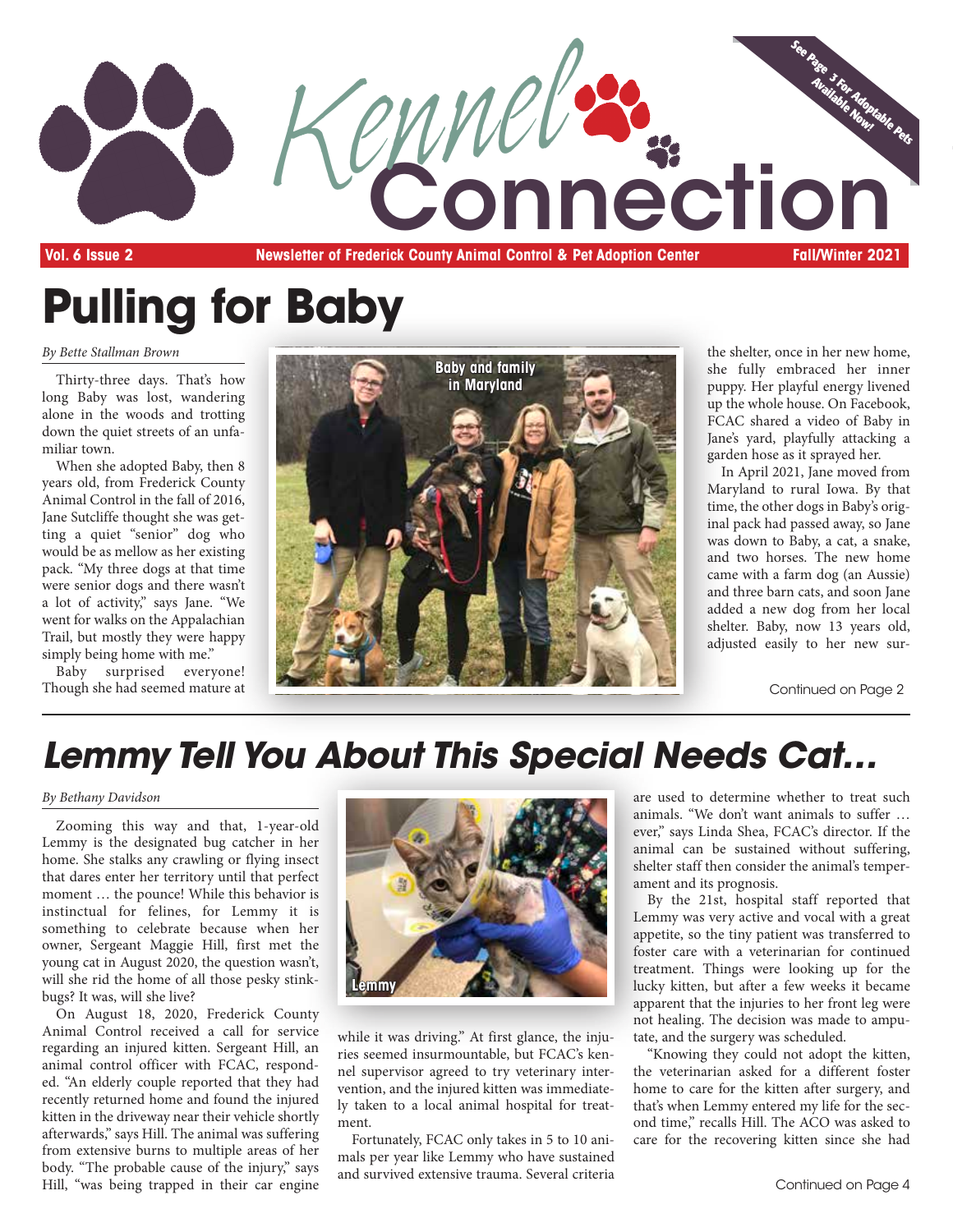# Kennel Connection

See Page 3 For Adoptable Pets Available Now!

**Vol. 6 Issue 2** | **Newsletter of Frederick County Animal Control & Pet Adoption Center** | **Fall/Winter 2021**

# Pulling for Baby

*By Bette Stallman Brown*

Thirty-three days. That's how long Baby was lost, wandering alone in the woods and trotting down the quiet streets of an unfamiliar town.

When she adopted Baby, then 8 years old, from Frederick County Animal Control in the fall of 2016, Jane Sutcliffe thought she was getting a quiet "senior" dog who would be as mellow as her existing pack. "My three dogs at that time were senior dogs and there wasn't a lot of activity," says Jane. "We went for walks on the Appalachian Trail, but mostly they were happy simply being home with me."

Baby surprised everyone! Though she had seemed mature at the shelter, once in her new home, she fully embraced her inner puppy. Her playful energy livened up the whole house. On Facebook, FCAC shared a video of Baby in Jane's yard, playfully attacking a garden hose as it sprayed her.

Baby and family in Maryland

In April 2021, Jane moved from Maryland to rural Iowa. By that time, the other dogs in Baby's original pack had passed away, so Jane was down to Baby, a cat, a snake, and two horses. The new home came with a farm dog (an Aussie) and three barn cats, and soon Jane added a new dog from her local shelter. Baby, now 13 years old, adjusted easily to her new sur-

Continued on Page 2

# *Lemmy Tell You About This Special Needs Cat…*

*By Bethany Davidson*

Zooming this way and that, 1-year-old Lemmy is the designated bug catcher in her home. She stalks any crawling or flying insect that dares enter her territory until that perfect moment … the pounce! While this behavior is instinctual for felines, for Lemmy it is something to celebrate because when her owner, Sergeant Maggie Hill, first met the young cat in August 2020, the question wasn't, will she rid the home of all those pesky stinkbugs? It was, will she live?

On August 18, 2020, Frederick County Animal Control received a call for service regarding an injured kitten. Sergeant Hill, an animal control officer with FCAC, responded. "An elderly couple reported that they had recently returned home and found the injured kitten in the driveway near their vehicle shortly afterwards," says Hill. The animal was suffering from extensive burns to multiple areas of her body. "The probable cause of the injury," says Hill, "was being trapped in their car engine while it was driving." At first glance, the injuries seemed insurmountable, but FCAC's kennel supervisor agreed to try veterinary intervention, and the injured kitten was immediately taken to a local animal hospital for treatment.

Lemmy

Fortunately, FCAC only takes in 5 to 10 animals per year like Lemmy who have sustained and survived extensive trauma. Several criteria are used to determine whether to treat such animals. "We don't want animals to suffer … ever," says Linda Shea, FCAC's director. If the animal can be sustained without suffering, shelter staff then consider the animal's temperament and its prognosis.

By the 21st, hospital staff reported that Lemmy was very active and vocal with a great appetite, so the tiny patient was transferred to foster care with a veterinarian for continued treatment. Things were looking up for the lucky kitten, but after a few weeks it became apparent that the injuries to her front leg were not healing. The decision was made to amputate, and the surgery was scheduled.

"Knowing they could not adopt the kitten, the veterinarian asked for a different foster home to care for the kitten after surgery, and that's when Lemmy entered my life for the second time," recalls Hill. The ACO was asked to care for the recovering kitten since she had

Continued on Page 4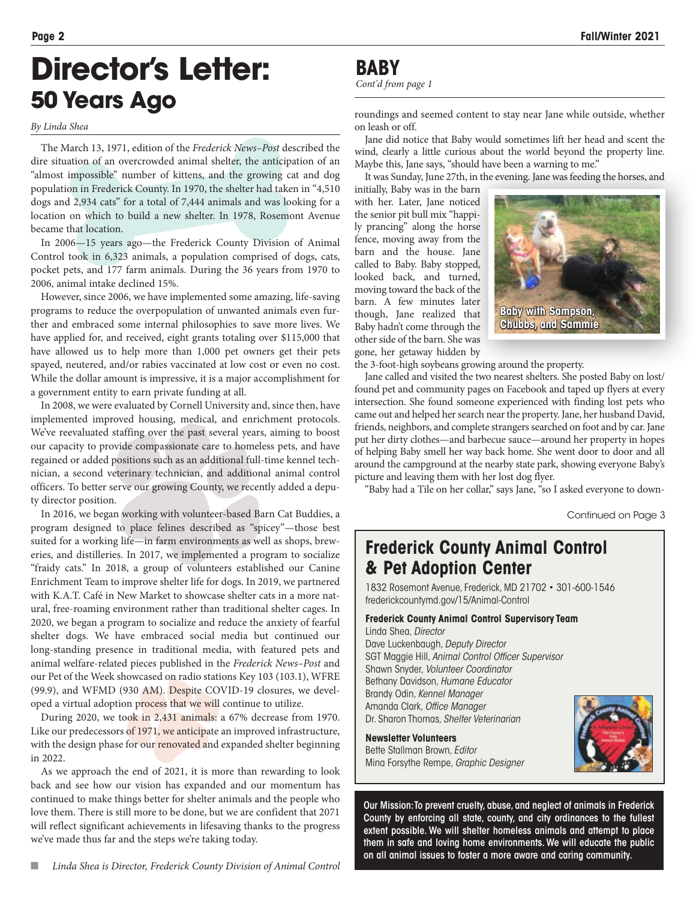# Director's Letter: 50 Years Ago

*By Linda Shea*

The March 13, 1971, edition of the *Frederick News–Post* described the dire situation of an overcrowded animal shelter, the anticipation of an "almost impossible" number of kittens, and the growing cat and dog population in Frederick County. In 1970, the shelter had taken in "4,510 dogs and 2,934 cats" for a total of 7,444 animals and was looking for a location on which to build a new shelter. In 1978, Rosemont Avenue became that location.

In 2006—15 years ago—the Frederick County Division of Animal Control took in 6,323 animals, a population comprised of dogs, cats, pocket pets, and 177 farm animals. During the 36 years from 1970 to 2006, animal intake declined 15%.

However, since 2006, we have implemented some amazing, life-saving programs to reduce the overpopulation of unwanted animals even further and embraced some internal philosophies to save more lives. We have applied for, and received, eight grants totaling over $115,000 that have allowed us to help more than 1,000 pet owners get their pets spayed, neutered, and/or rabies vaccinated at low cost or even no cost. While the dollar amount is impressive, it is a major accomplishment for a government entity to earn private funding at all.

In 2008, we were evaluated by Cornell University and, since then, have implemented improved housing, medical, and enrichment protocols. We've reevaluated staffing over the past several years, aiming to boost our capacity to provide compassionate care to homeless pets, and have regained or added positions such as an additional full-time kennel technician, a second veterinary technician, and additional animal control officers. To better serve our growing County, we recently added a deputy director position.

In 2016, we began working with volunteer-based Barn Cat Buddies, a program designed to place felines described as "spicey"—those best suited for a working life—in farm environments as well as shops, breweries, and distilleries. In 2017, we implemented a program to socialize "fraidy cats." In 2018, a group of volunteers established our Canine Enrichment Team to improve shelter life for dogs. In 2019, we partnered with K.A.T. Café in New Market to showcase shelter cats in a more natural, free-roaming environment rather than traditional shelter cages. In 2020, we began a program to socialize and reduce the anxiety of fearful shelter dogs. We have embraced social media but continued our long-standing presence in traditional media, with featured pets and animal welfare-related pieces published in the *Frederick News–Post* and our Pet of the Week showcased on radio stations Key 103 (103.1), WFRE (99.9), and WFMD (930 AM). Despite COVID-19 closures, we developed a virtual adoption process that we will continue to utilize.

During 2020, we took in 2,431 animals: a 67% decrease from 1970. Like our predecessors of 1971, we anticipate an improved infrastructure, with the design phase for our renovated and expanded shelter beginning in 2022.

As we approach the end of 2021, it is more than rewarding to look back and see how our vision has expanded and our momentum has continued to make things better for shelter animals and the people who love them. There is still more to be done, but we are confident that 2071 will reflect significant achievements in lifesaving thanks to the progress we've made thus far and the steps we're taking today.

■ *Linda Shea is Director, Frederick County Division of Animal Control*

## BABY

*Cont'd from page 1*

roundings and seemed content to stay near Jane while outside, whether on leash or off.

Jane did notice that Baby would sometimes lift her head and scent the wind, clearly a little curious about the world beyond the property line. Maybe this, Jane says, "should have been a warning to me."

It was Sunday, June 27th, in the evening. Jane was feeding the horses, and initially, Baby was in the barn with her. Later, Jane noticed the senior pit bull mix "happily prancing" along the horse fence, moving away from the barn and the house. Jane called to Baby. Baby stopped, looked back, and turned, moving toward the back of the barn. A few minutes later though, Jane realized that Baby hadn't come through the other side of the barn. She was gone, her getaway hidden by the 3-foot-high soybeans growing around the property.

Baby with Sampson, Chubbs, and Sammie

Jane called and visited the two nearest shelters. She posted Baby on lost/found pet and community pages on Facebook and taped up flyers at every intersection. She found someone experienced with finding lost pets who came out and helped her search near the property. Jane, her husband David, friends, neighbors, and complete strangers searched on foot and by car. Jane put her dirty clothes—and barbecue sauce—around her property in hopes of helping Baby smell her way back home. She went door to door and all around the campground at the nearby state park, showing everyone Baby's picture and leaving them with her lost dog flyer.

"Baby had a Tile on her collar," says Jane, "so I asked everyone to down-

Continued on Page 3

## Frederick County Animal Control & Pet Adoption Center

1832 Rosemont Avenue, Frederick, MD 21702 • 301-600-1546
frederickcountymd.gov/15/Animal-Control

**Frederick County Animal Control Supervisory Team**

Linda Shea, *Director*
Dave Luckenbaugh, *Deputy Director*
SGT Maggie Hill, *Animal Control Officer Supervisor*
Shawn Snyder, *Volunteer Coordinator*
Bethany Davidson, *Humane Educator*
Brandy Odin, *Kennel Manager*
Amanda Clark, *Office Manager*
Dr. Sharon Thomas, *Shelter Veterinarian*

**Newsletter Volunteers**

Bette Stallman Brown, *Editor*
Mina Forsythe Rempe, *Graphic Designer*

**Our Mission: To prevent cruelty, abuse, and neglect of animals in Frederick County by enforcing all state, county, and city ordinances to the fullest extent possible. We will shelter homeless animals and attempt to place them in safe and loving home environments. We will educate the public on all animal issues to foster a more aware and caring community.**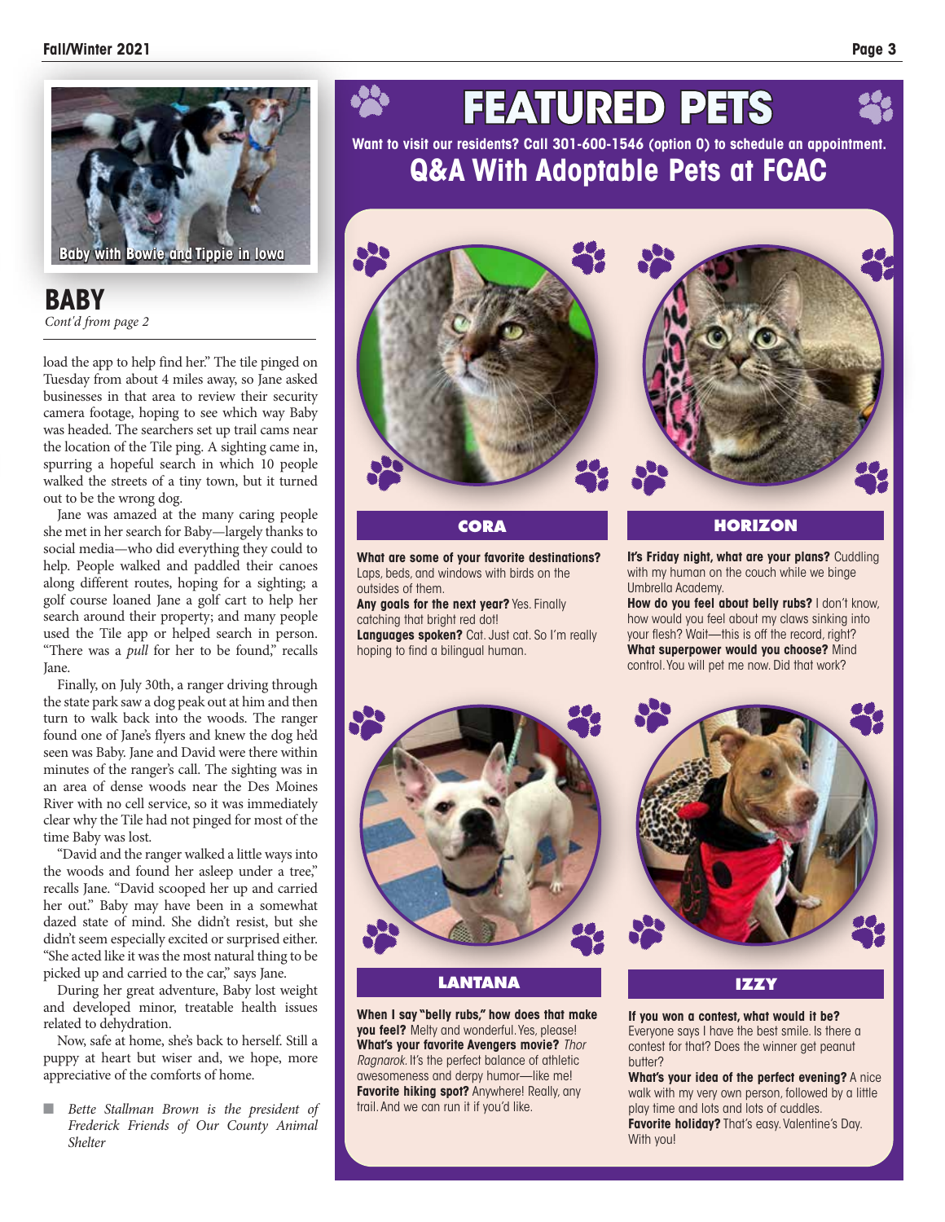Baby with Bowie and Tippie in Iowa

## BABY

*Cont'd from page 2*

load the app to help find her." The tile pinged on Tuesday from about 4 miles away, so Jane asked businesses in that area to review their security camera footage, hoping to see which way Baby was headed. The searchers set up trail cams near the location of the Tile ping. A sighting came in, spurring a hopeful search in which 10 people walked the streets of a tiny town, but it turned out to be the wrong dog.

Jane was amazed at the many caring people she met in her search for Baby—largely thanks to social media—who did everything they could to help. People walked and paddled their canoes along different routes, hoping for a sighting; a golf course loaned Jane a golf cart to help her search around their property; and many people used the Tile app or helped search in person. "There was a *pull* for her to be found," recalls Jane.

Finally, on July 30th, a ranger driving through the state park saw a dog peak out at him and then turn to walk back into the woods. The ranger found one of Jane's flyers and knew the dog he'd seen was Baby. Jane and David were there within minutes of the ranger's call. The sighting was in an area of dense woods near the Des Moines River with no cell service, so it was immediately clear why the Tile had not pinged for most of the time Baby was lost.

"David and the ranger walked a little ways into the woods and found her asleep under a tree," recalls Jane. "David scooped her up and carried her out." Baby may have been in a somewhat dazed state of mind. She didn't resist, but she didn't seem especially excited or surprised either. "She acted like it was the most natural thing to be picked up and carried to the car," says Jane.

During her great adventure, Baby lost weight and developed minor, treatable health issues related to dehydration.

Now, safe at home, she's back to herself. Still a puppy at heart but wiser and, we hope, more appreciative of the comforts of home.

- *Bette Stallman Brown is the president of Frederick Friends of Our County Animal Shelter*

# FEATURED PETS

**Want to visit our residents? Call 301-600-1546 (option 0) to schedule an appointment.**

## Q&A With Adoptable Pets at FCAC

### CORA

**What are some of your favorite destinations?** Laps, beds, and windows with birds on the outsides of them.
**Any goals for the next year?** Yes. Finally catching that bright red dot!
**Languages spoken?** Cat. Just cat. So I'm really hoping to find a bilingual human.

### HORIZON

**It's Friday night, what are your plans?** Cuddling with my human on the couch while we binge Umbrella Academy.
**How do you feel about belly rubs?** I don't know, how would you feel about my claws sinking into your flesh? Wait—this is off the record, right?
**What superpower would you choose?** Mind control. You will pet me now. Did that work?

### LANTANA

**When I say "belly rubs," how does that make you feel?** Melty and wonderful. Yes, please!
**What's your favorite Avengers movie?** *Thor Ragnarok*. It's the perfect balance of athletic awesomeness and derpy humor—like me!
**Favorite hiking spot?** Anywhere! Really, any trail. And we can run it if you'd like.

### IZZY

**If you won a contest, what would it be?** Everyone says I have the best smile. Is there a contest for that? Does the winner get peanut butter?
**What's your idea of the perfect evening?** A nice walk with my very own person, followed by a little play time and lots and lots of cuddles.
**Favorite holiday?** That's easy. Valentine's Day. With you!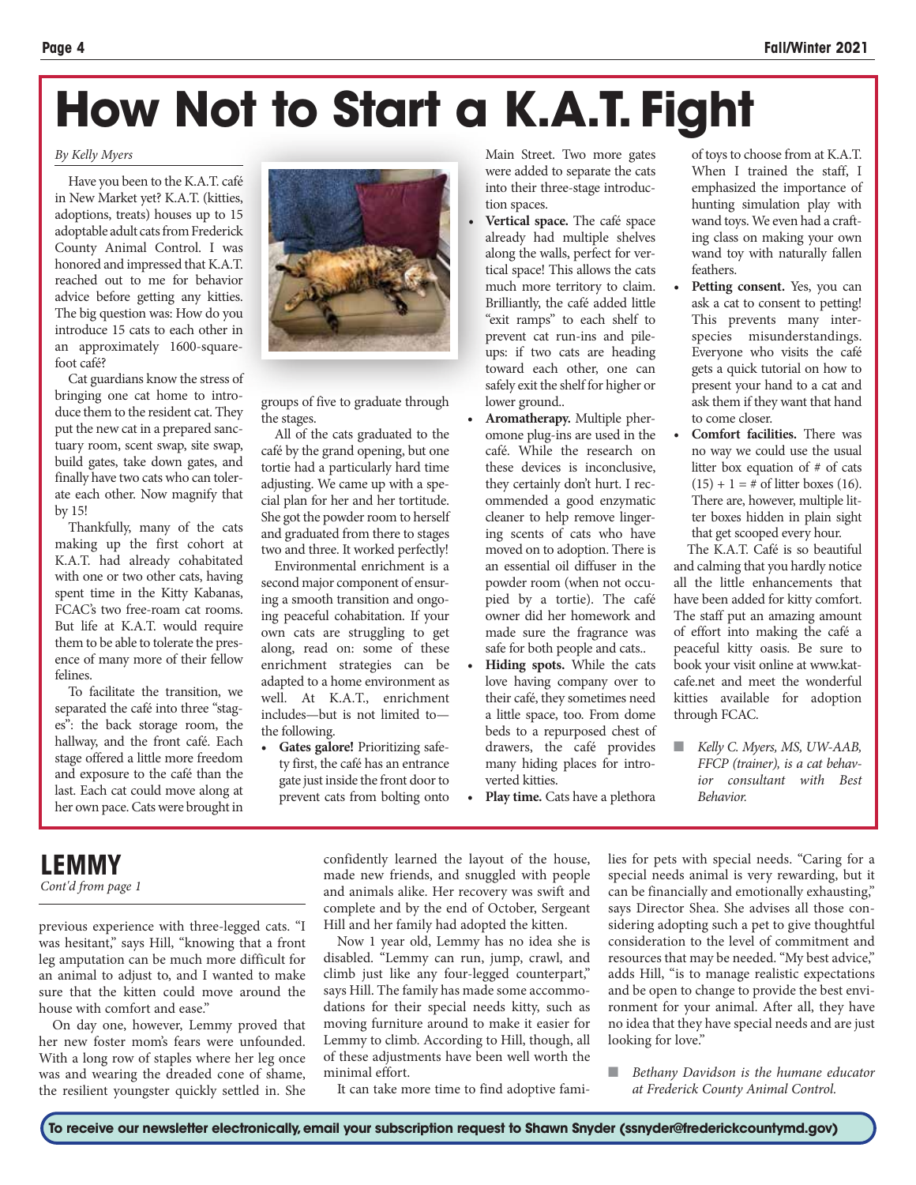# How Not to Start a K.A.T. Fight

*By Kelly Myers*

Have you been to the K.A.T. café in New Market yet? K.A.T. (kitties, adoptions, treats) houses up to 15 adoptable adult cats from Frederick County Animal Control. I was honored and impressed that K.A.T. reached out to me for behavior advice before getting any kitties. The big question was: How do you introduce 15 cats to each other in an approximately 1600-square-foot café?

Cat guardians know the stress of bringing one cat home to introduce them to the resident cat. They put the new cat in a prepared sanctuary room, scent swap, site swap, build gates, take down gates, and finally have two cats who can tolerate each other. Now magnify that by 15!

Thankfully, many of the cats making up the first cohort at K.A.T. had already cohabitated with one or two other cats, having spent time in the Kitty Kabanas, FCAC's two free-roam cat rooms. But life at K.A.T. would require them to be able to tolerate the presence of many more of their fellow felines.

To facilitate the transition, we separated the café into three "stages": the back storage room, the hallway, and the front café. Each stage offered a little more freedom and exposure to the café than the last. Each cat could move along at her own pace. Cats were brought in groups of five to graduate through the stages.

All of the cats graduated to the café by the grand opening, but one tortie had a particularly hard time adjusting. We came up with a special plan for her and her tortitude. She got the powder room to herself and graduated from there to stages two and three. It worked perfectly!

Environmental enrichment is a second major component of ensuring a smooth transition and ongoing peaceful cohabitation. If your own cats are struggling to get along, read on: some of these enrichment strategies can be adapted to a home environment as well. At K.A.T., enrichment includes—but is not limited to—the following.

- **Gates galore!** Prioritizing safety first, the café has an entrance gate just inside the front door to prevent cats from bolting onto Main Street. Two more gates were added to separate the cats into their three-stage introduction spaces.
- **Vertical space.** The café space already had multiple shelves along the walls, perfect for vertical space! This allows the cats much more territory to claim. Brilliantly, the café added little "exit ramps" to each shelf to prevent cat run-ins and pile-ups: if two cats are heading toward each other, one can safely exit the shelf for higher or lower ground..
- **Aromatherapy.** Multiple pheromone plug-ins are used in the café. While the research on these devices is inconclusive, they certainly don't hurt. I recommended a good enzymatic cleaner to help remove lingering scents of cats who have moved on to adoption. There is an essential oil diffuser in the powder room (when not occupied by a tortie). The café owner did her homework and made sure the fragrance was safe for both people and cats..
- **Hiding spots.** While the cats love having company over to their café, they sometimes need a little space, too. From dome beds to a repurposed chest of drawers, the café provides many hiding places for introverted kitties.
- **Play time.** Cats have a plethora of toys to choose from at K.A.T. When I trained the staff, I emphasized the importance of hunting simulation play with wand toys. We even had a crafting class on making your own wand toy with naturally fallen feathers.
- **Petting consent.** Yes, you can ask a cat to consent to petting! This prevents many interspecies misunderstandings. Everyone who visits the café gets a quick tutorial on how to present your hand to a cat and ask them if they want that hand to come closer.
- **Comfort facilities.** There was no way we could use the usual litter box equation of # of cats (15) + 1 = # of litter boxes (16). There are, however, multiple litter boxes hidden in plain sight that get scooped every hour.

The K.A.T. Café is so beautiful and calming that you hardly notice all the little enhancements that have been added for kitty comfort. The staff put an amazing amount of effort into making the café a peaceful kitty oasis. Be sure to book your visit online at www.katcafe.net and meet the wonderful kitties available for adoption through FCAC.

■ *Kelly C. Myers, MS, UW-AAB, FFCP (trainer), is a cat behavior consultant with Best Behavior.*

## LEMMY

*Cont'd from page 1*

previous experience with three-legged cats. "I was hesitant," says Hill, "knowing that a front leg amputation can be much more difficult for an animal to adjust to, and I wanted to make sure that the kitten could move around the house with comfort and ease."

On day one, however, Lemmy proved that her new foster mom's fears were unfounded. With a long row of staples where her leg once was and wearing the dreaded cone of shame, the resilient youngster quickly settled in. She confidently learned the layout of the house, made new friends, and snuggled with people and animals alike. Her recovery was swift and complete and by the end of October, Sergeant Hill and her family had adopted the kitten.

Now 1 year old, Lemmy has no idea she is disabled. "Lemmy can run, jump, crawl, and climb just like any four-legged counterpart," says Hill. The family has made some accommodations for their special needs kitty, such as moving furniture around to make it easier for Lemmy to climb. According to Hill, though, all of these adjustments have been well worth the minimal effort.

It can take more time to find adoptive families for pets with special needs. "Caring for a special needs animal is very rewarding, but it can be financially and emotionally exhausting," says Director Shea. She advises all those considering adopting such a pet to give thoughtful consideration to the level of commitment and resources that may be needed. "My best advice," adds Hill, "is to manage realistic expectations and be open to change to provide the best environment for your animal. After all, they have no idea that they have special needs and are just looking for love."

■ *Bethany Davidson is the humane educator at Frederick County Animal Control.*

**To receive our newsletter electronically, email your subscription request to Shawn Snyder (ssnyder@frederickcountymd.gov)**